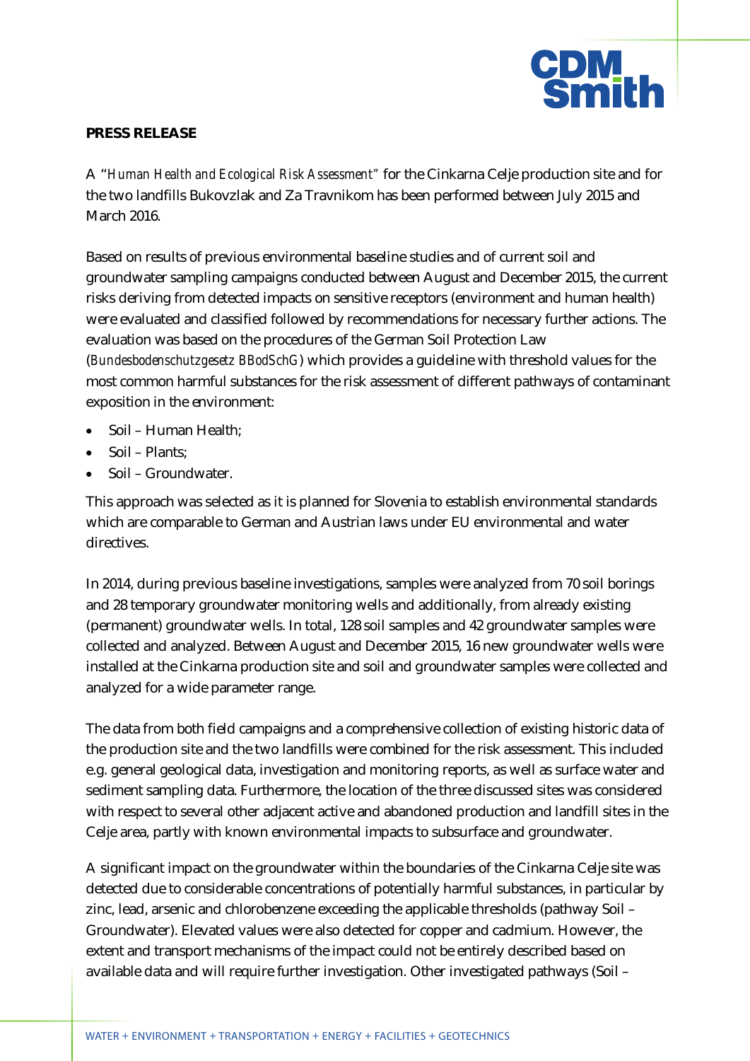**PRESS RELEASE**

A "*Human Health and Ecological Risk Assessment*" for the Cinkarna Celje production site and for the two landfills Bukovzlak and Za Travnikom has been performed between July 2015 and March 2016.

Based on results of previous environmental baseline studies and of current soil and groundwater sampling campaigns conducted between August and December 2015, the current risks deriving from detected impacts on sensitive receptors (environment and human health) were evaluated and classified followed by recommendations for necessary further actions. The evaluation was based on the procedures of the German Soil Protection Law (*Bundesbodenschutzgesetz BBodSchG*) which provides a guideline with threshold values for the most common harmful substances for the risk assessment of different pathways of contaminant exposition in the environment:

- Soil – Human Health;
- Soil – Plants;
- Soil – Groundwater.

This approach was selected as it is planned for Slovenia to establish environmental standards which are comparable to German and Austrian laws under EU environmental and water directives.

In 2014, during previous baseline investigations, samples were analyzed from 70 soil borings and 28 temporary groundwater monitoring wells and additionally, from already existing (permanent) groundwater wells. In total, 128 soil samples and 42 groundwater samples were collected and analyzed. Between August and December 2015, 16 new groundwater wells were installed at the Cinkarna production site and soil and groundwater samples were collected and analyzed for a wide parameter range.

The data from both field campaigns and a comprehensive collection of existing historic data of the production site and the two landfills were combined for the risk assessment. This included e.g. general geological data, investigation and monitoring reports, as well as surface water and sediment sampling data. Furthermore, the location of the three discussed sites was considered with respect to several other adjacent active and abandoned production and landfill sites in the Celje area, partly with known environmental impacts to subsurface and groundwater.

A significant impact on the groundwater within the boundaries of the Cinkarna Celje site was detected due to considerable concentrations of potentially harmful substances, in particular by zinc, lead, arsenic and chlorobenzene exceeding the applicable thresholds (pathway Soil – Groundwater). Elevated values were also detected for copper and cadmium. However, the extent and transport mechanisms of the impact could not be entirely described based on available data and will require further investigation. Other investigated pathways (Soil –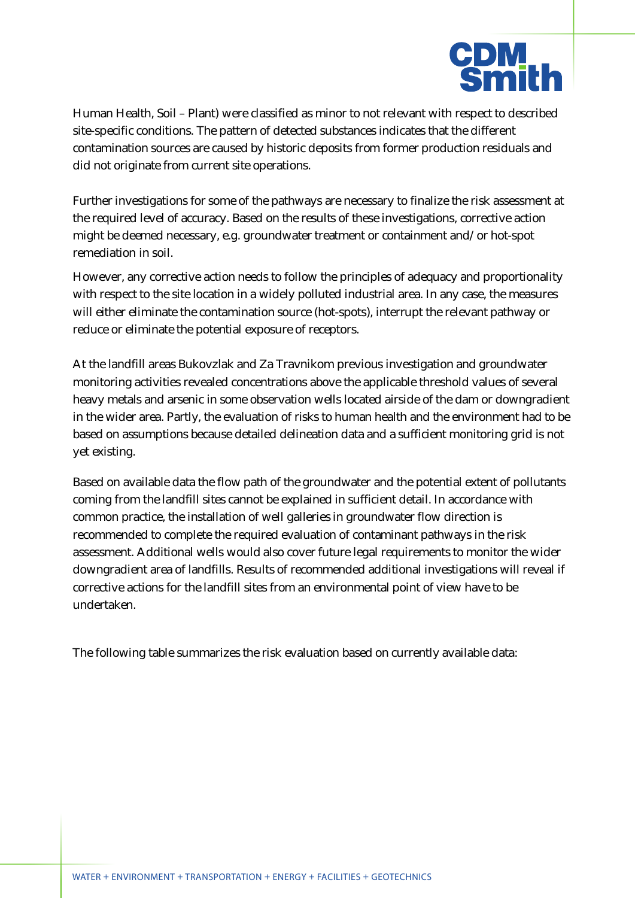Human Health, Soil – Plant) were classified as minor to not relevant with respect to described site-specific conditions. The pattern of detected substances indicates that the different contamination sources are caused by historic deposits from former production residuals and did not originate from current site operations.

Further investigations for some of the pathways are necessary to finalize the risk assessment at the required level of accuracy. Based on the results of these investigations, corrective action might be deemed necessary, e.g. groundwater treatment or containment and/or hot-spot remediation in soil.

However, any corrective action needs to follow the principles of adequacy and proportionality with respect to the site location in a widely polluted industrial area. In any case, the measures will either eliminate the contamination source (hot-spots), interrupt the relevant pathway or reduce or eliminate the potential exposure of receptors.

At the landfill areas Bukovzlak and Za Travnikom previous investigation and groundwater monitoring activities revealed concentrations above the applicable threshold values of several heavy metals and arsenic in some observation wells located airside of the dam or downgradient in the wider area. Partly, the evaluation of risks to human health and the environment had to be based on assumptions because detailed delineation data and a sufficient monitoring grid is not yet existing.

Based on available data the flow path of the groundwater and the potential extent of pollutants coming from the landfill sites cannot be explained in sufficient detail. In accordance with common practice, the installation of well galleries in groundwater flow direction is recommended to complete the required evaluation of contaminant pathways in the risk assessment. Additional wells would also cover future legal requirements to monitor the wider downgradient area of landfills. Results of recommended additional investigations will reveal if corrective actions for the landfill sites from an environmental point of view have to be undertaken.

The following table summarizes the risk evaluation based on currently available data: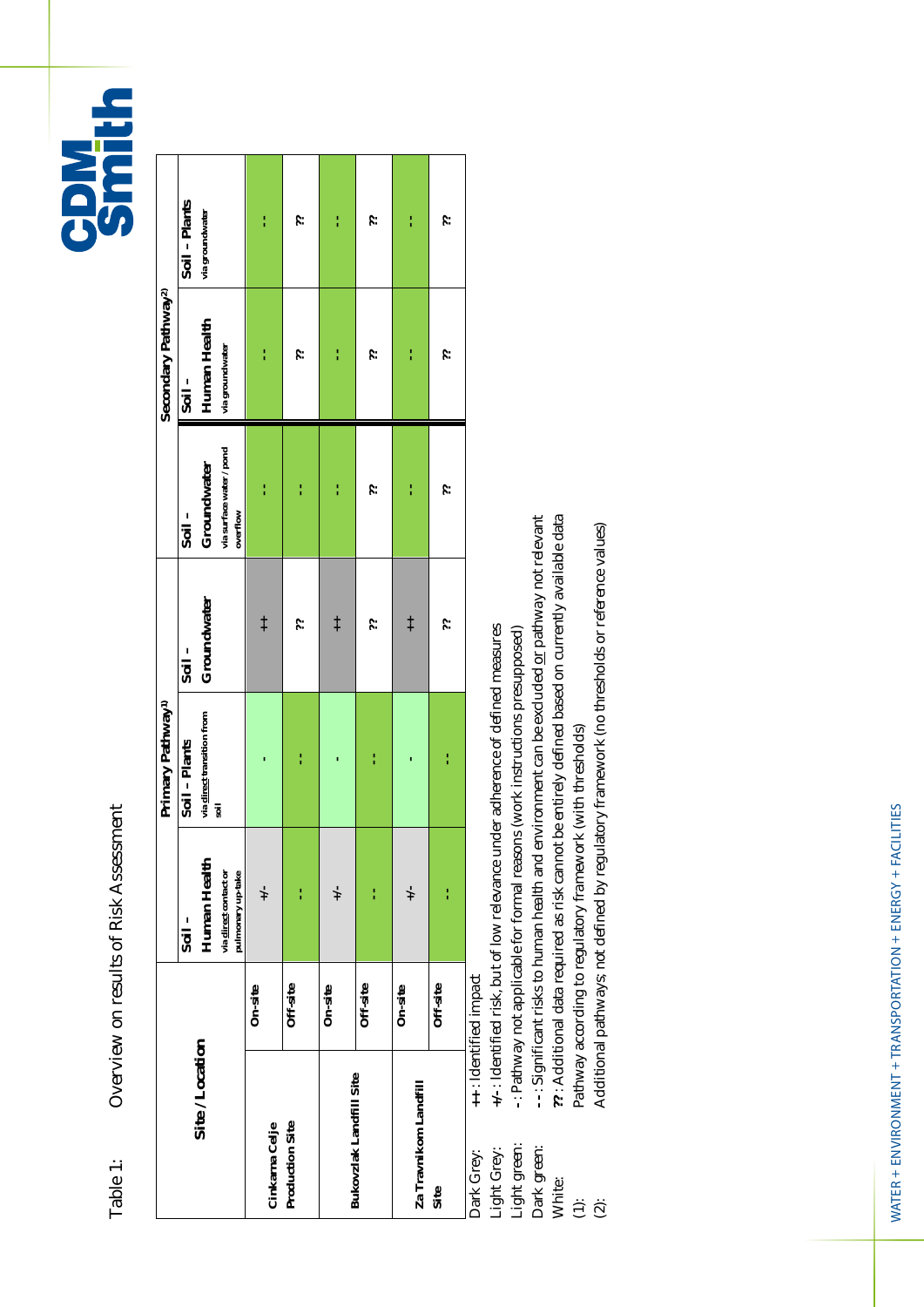Table 1: Overview on results of Risk Assessment

| Site / Location | | Primary Pathway[1] | | | Secondary Pathway[2] | | |
|---|---|---|---|---|---|---|---|
| | | Soil – Human Health via direct contact or pulmonary up-take | Soil – Plants via direct transition from soil | Soil – Groundwater | Soil – Groundwater via surface water / pond overflow | Soil – Human Health via groundwater | Soil – Plants via groundwater |
| Cinkarna Celje Production Site | On-site | +/- | - | ++ | -- | -- | -- |
| | Off-site | -- | -- | ?? | -- | ?? | ?? |
| Bukovzlak Landfill Site | On-site | +/- | - | ++ | -- | -- | -- |
| | Off-site | -- | -- | ?? | ?? | ?? | ?? |
| Za Travnikom Landfill Site | On-site | +/- | - | ++ | -- | -- | -- |
| | Off-site | -- | -- | ?? | ?? | ?? | ?? |

Dark Grey: ++: Identified impact

Light Grey: +/-: Identified risk, but of low relevance under adherence of defined measures

Light green: -: Pathway not applicable for formal reasons (work instructions presupposed)

Dark green: --: Significant risks to human health and environment can be excluded or pathway not relevant

White: ??: Additional data required as risk cannot be entirely defined based on currently available data

(1): Pathway according to regulatory framework (with thresholds)

(2): Additional pathways; not defined by regulatory framework (no thresholds or reference values)